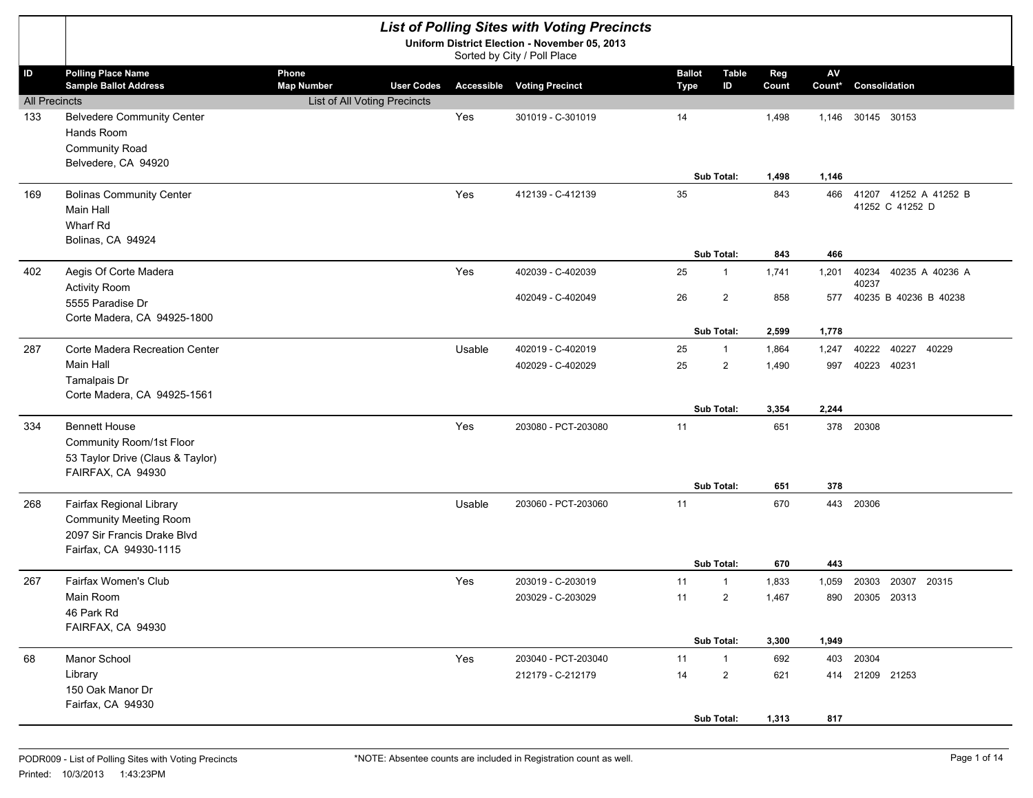# List of Polling Sites with Voting Precincts

**Uniform District Election - November 05, 2013**

Sorted by City / Poll Place

| ID | Polling Place Name / Sample Ballot Address | Phone / Map Number | User Codes | Accessible | Voting Precinct | Ballot Type | Table ID | Reg Count | AV Count* | Consolidation |
|---|---|---|---|---|---|---|---|---|---|---|
| All Precincts | | List of All Voting Precincts | | | | | | | | |
| 133 | Belvedere Community Center<br>Hands Room<br>Community Road<br>Belvedere, CA 94920 | | | Yes | 301019 - C-301019 | 14 | | 1,498 | 1,146 | 30145 30153 |
| | | | | | | | **Sub Total:** | **1,498** | **1,146** | |
| 169 | Bolinas Community Center<br>Main Hall<br>Wharf Rd<br>Bolinas, CA 94924 | | | Yes | 412139 - C-412139 | 35 | | 843 | 466 | 41207 41252 A 41252 B 41252 C 41252 D |
| | | | | | | | **Sub Total:** | **843** | **466** | |
| 402 | Aegis Of Corte Madera<br>Activity Room<br>5555 Paradise Dr<br>Corte Madera, CA 94925-1800 | | | Yes | 402039 - C-402039 | 25 | 1 | 1,741 | 1,201 | 40234 40235 A 40236 A 40237 |
| | | | | | 402049 - C-402049 | 26 | 2 | 858 | 577 | 40235 B 40236 B 40238 |
| | | | | | | | **Sub Total:** | **2,599** | **1,778** | |
| 287 | Corte Madera Recreation Center<br>Main Hall<br>Tamalpais Dr<br>Corte Madera, CA 94925-1561 | | | Usable | 402019 - C-402019 | 25 | 1 | 1,864 | 1,247 | 40222 40227 40229 |
| | | | | | 402029 - C-402029 | 25 | 2 | 1,490 | 997 | 40223 40231 |
| | | | | | | | **Sub Total:** | **3,354** | **2,244** | |
| 334 | Bennett House<br>Community Room/1st Floor<br>53 Taylor Drive (Claus & Taylor)<br>FAIRFAX, CA 94930 | | | Yes | 203080 - PCT-203080 | 11 | | 651 | 378 | 20308 |
| | | | | | | | **Sub Total:** | **651** | **378** | |
| 268 | Fairfax Regional Library<br>Community Meeting Room<br>2097 Sir Francis Drake Blvd<br>Fairfax, CA 94930-1115 | | | Usable | 203060 - PCT-203060 | 11 | | 670 | 443 | 20306 |
| | | | | | | | **Sub Total:** | **670** | **443** | |
| 267 | Fairfax Women's Club<br>Main Room<br>46 Park Rd<br>FAIRFAX, CA 94930 | | | Yes | 203019 - C-203019 | 11 | 1 | 1,833 | 1,059 | 20303 20307 20315 |
| | | | | | 203029 - C-203029 | 11 | 2 | 1,467 | 890 | 20305 20313 |
| | | | | | | | **Sub Total:** | **3,300** | **1,949** | |
| 68 | Manor School<br>Library<br>150 Oak Manor Dr<br>Fairfax, CA 94930 | | | Yes | 203040 - PCT-203040 | 11 | 1 | 692 | 403 | 20304 |
| | | | | | 212179 - C-212179 | 14 | 2 | 621 | 414 | 21209 21253 |
| | | | | | | | **Sub Total:** | **1,313** | **817** | |

PODR009 - List of Polling Sites with Voting Precincts

Printed: 10/3/2013 1:43:23PM

*NOTE: Absentee counts are included in Registration count as well.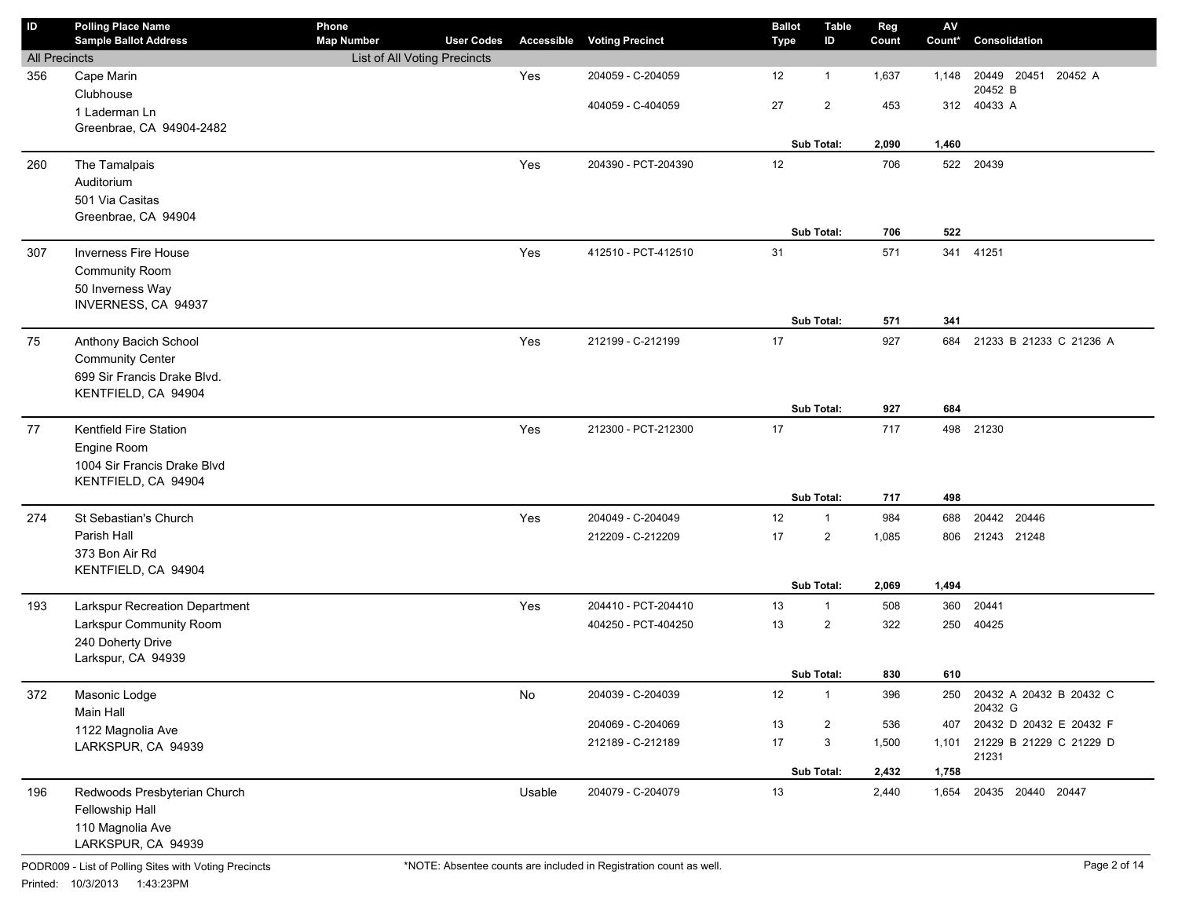| ID | Polling Place Name<br>Sample Ballot Address | Phone<br>Map Number | User Codes | Accessible | Voting Precinct | Ballot Type | Table ID | Reg Count | AV Count* | Consolidation |
|---|---|---|---|---|---|---|---|---|---|---|
| All Precincts | | List of All Voting Precincts | | | | | | | | |
| 356 | Cape Marin<br>Clubhouse<br>1 Laderman Ln<br>Greenbrae, CA 94904-2482 | | | Yes | 204059 - C-204059 | 12 | 1 | 1,637 | 1,148 | 20449 20451 20452 A 20452 B |
| | | | | | 404059 - C-404059 | 27 | 2 | 453 | 312 | 40433 A |
| | | | | | | | Sub Total: | 2,090 | 1,460 | |
| 260 | The Tamalpais<br>Auditorium<br>501 Via Casitas<br>Greenbrae, CA 94904 | | | Yes | 204390 - PCT-204390 | 12 | | 706 | 522 | 20439 |
| | | | | | | | Sub Total: | 706 | 522 | |
| 307 | Inverness Fire House<br>Community Room<br>50 Inverness Way<br>INVERNESS, CA 94937 | | | Yes | 412510 - PCT-412510 | 31 | | 571 | 341 | 41251 |
| | | | | | | | Sub Total: | 571 | 341 | |
| 75 | Anthony Bacich School<br>Community Center<br>699 Sir Francis Drake Blvd.<br>KENTFIELD, CA 94904 | | | Yes | 212199 - C-212199 | 17 | | 927 | 684 | 21233 B 21233 C 21236 A |
| | | | | | | | Sub Total: | 927 | 684 | |
| 77 | Kentfield Fire Station<br>Engine Room<br>1004 Sir Francis Drake Blvd<br>KENTFIELD, CA 94904 | | | Yes | 212300 - PCT-212300 | 17 | | 717 | 498 | 21230 |
| | | | | | | | Sub Total: | 717 | 498 | |
| 274 | St Sebastian's Church<br>Parish Hall<br>373 Bon Air Rd<br>KENTFIELD, CA 94904 | | | Yes | 204049 - C-204049 | 12 | 1 | 984 | 688 | 20442 20446 |
| | | | | | 212209 - C-212209 | 17 | 2 | 1,085 | 806 | 21243 21248 |
| | | | | | | | Sub Total: | 2,069 | 1,494 | |
| 193 | Larkspur Recreation Department<br>Larkspur Community Room<br>240 Doherty Drive<br>Larkspur, CA 94939 | | | Yes | 204410 - PCT-204410 | 13 | 1 | 508 | 360 | 20441 |
| | | | | | 404250 - PCT-404250 | 13 | 2 | 322 | 250 | 40425 |
| | | | | | | | Sub Total: | 830 | 610 | |
| 372 | Masonic Lodge<br>Main Hall<br>1122 Magnolia Ave<br>LARKSPUR, CA 94939 | | | No | 204039 - C-204039 | 12 | 1 | 396 | 250 | 20432 A 20432 B 20432 C 20432 G |
| | | | | | 204069 - C-204069 | 13 | 2 | 536 | 407 | 20432 D 20432 E 20432 F |
| | | | | | 212189 - C-212189 | 17 | 3 | 1,500 | 1,101 | 21229 B 21229 C 21229 D 21231 |
| | | | | | | | Sub Total: | 2,432 | 1,758 | |
| 196 | Redwoods Presbyterian Church<br>Fellowship Hall<br>110 Magnolia Ave<br>LARKSPUR, CA 94939 | | | Usable | 204079 - C-204079 | 13 | | 2,440 | 1,654 | 20435 20440 20447 |

PODR009 - List of Polling Sites with Voting Precincts

Printed: 10/3/2013 1:43:23PM

*NOTE: Absentee counts are included in Registration count as well.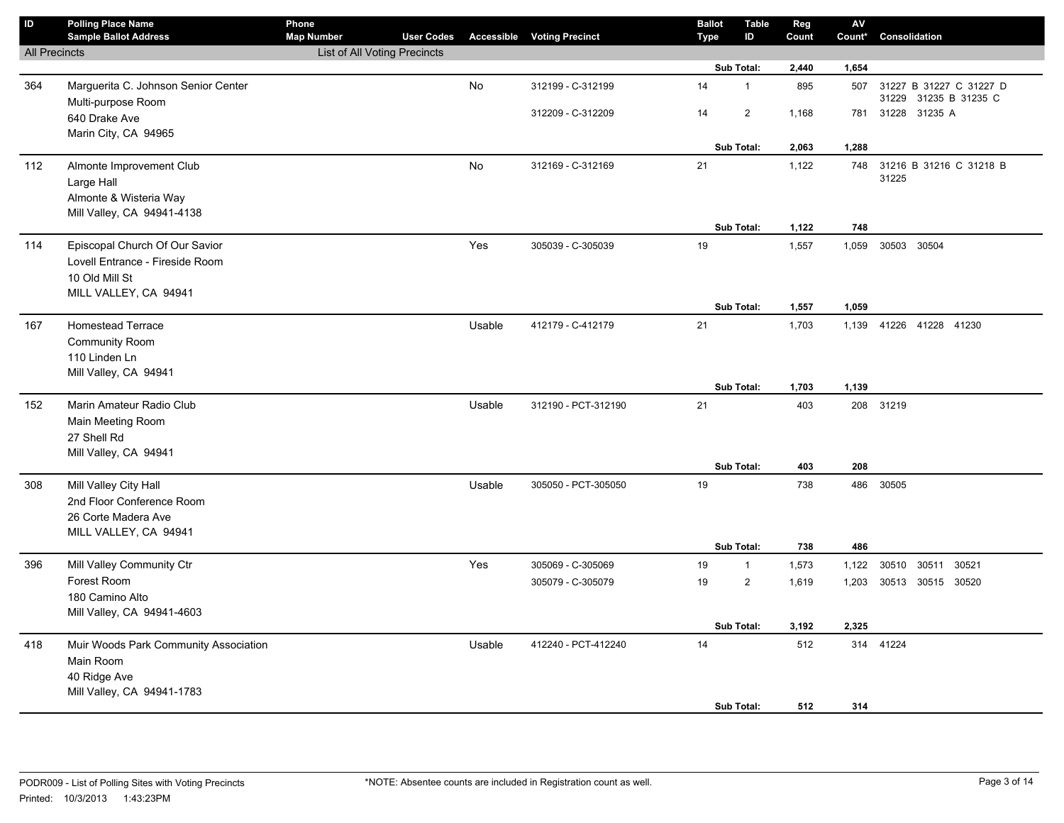| ID | Polling Place Name / Sample Ballot Address | Phone / Map Number | User Codes | Accessible | Voting Precinct | Ballot Type | Table ID | Reg Count | AV Count* | Consolidation |
|---|---|---|---|---|---|---|---|---|---|---|
| All Precincts | | List of All Voting Precincts | | | | | | | | |
| | | | | | | | Sub Total: | 2,440 | 1,654 | |
| 364 | Marguerita C. Johnson Senior Center<br>Multi-purpose Room<br>640 Drake Ave<br>Marin City, CA 94965 | | | No | 312199 - C-312199 | 14 | 1 | 895 | 507 | 31227 B 31227 C 31227 D 31229 31235 B 31235 C |
| | | | | | 312209 - C-312209 | 14 | 2 | 1,168 | 781 | 31228 31235 A |
| | | | | | | | Sub Total: | 2,063 | 1,288 | |
| 112 | Almonte Improvement Club<br>Large Hall<br>Almonte & Wisteria Way<br>Mill Valley, CA 94941-4138 | | | No | 312169 - C-312169 | 21 | | 1,122 | 748 | 31216 B 31216 C 31218 B 31225 |
| | | | | | | | Sub Total: | 1,122 | 748 | |
| 114 | Episcopal Church Of Our Savior<br>Lovell Entrance - Fireside Room<br>10 Old Mill St<br>MILL VALLEY, CA 94941 | | | Yes | 305039 - C-305039 | 19 | | 1,557 | 1,059 | 30503 30504 |
| | | | | | | | Sub Total: | 1,557 | 1,059 | |
| 167 | Homestead Terrace<br>Community Room<br>110 Linden Ln<br>Mill Valley, CA 94941 | | | Usable | 412179 - C-412179 | 21 | | 1,703 | 1,139 | 41226 41228 41230 |
| | | | | | | | Sub Total: | 1,703 | 1,139 | |
| 152 | Marin Amateur Radio Club<br>Main Meeting Room<br>27 Shell Rd<br>Mill Valley, CA 94941 | | | Usable | 312190 - PCT-312190 | 21 | | 403 | 208 | 31219 |
| | | | | | | | Sub Total: | 403 | 208 | |
| 308 | Mill Valley City Hall<br>2nd Floor Conference Room<br>26 Corte Madera Ave<br>MILL VALLEY, CA 94941 | | | Usable | 305050 - PCT-305050 | 19 | | 738 | 486 | 30505 |
| | | | | | | | Sub Total: | 738 | 486 | |
| 396 | Mill Valley Community Ctr<br>Forest Room<br>180 Camino Alto<br>Mill Valley, CA 94941-4603 | | | Yes | 305069 - C-305069 | 19 | 1 | 1,573 | 1,122 | 30510 30511 30521 |
| | | | | | 305079 - C-305079 | 19 | 2 | 1,619 | 1,203 | 30513 30515 30520 |
| | | | | | | | Sub Total: | 3,192 | 2,325 | |
| 418 | Muir Woods Park Community Association<br>Main Room<br>40 Ridge Ave<br>Mill Valley, CA 94941-1783 | | | Usable | 412240 - PCT-412240 | 14 | | 512 | 314 | 41224 |
| | | | | | | | Sub Total: | 512 | 314 | |

PODR009 - List of Polling Sites with Voting Precincts
Printed: 10/3/2013 1:43:23PM

*NOTE: Absentee counts are included in Registration count as well.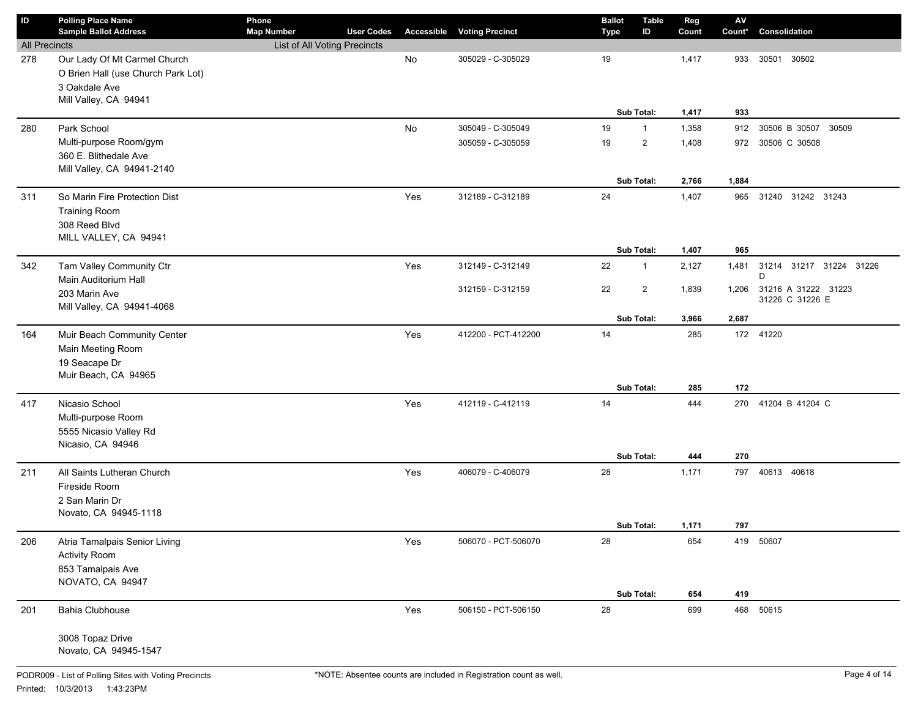| ID | Polling Place Name / Sample Ballot Address | Phone / Map Number | User Codes | Accessible | Voting Precinct | Ballot Type | Table ID | Reg Count | AV Count* | Consolidation |
|---|---|---|---|---|---|---|---|---|---|---|
| All Precincts | | List of All Voting Precincts | | | | | | | | |
| 278 | Our Lady Of Mt Carmel Church<br>O Brien Hall (use Church Park Lot)<br>3 Oakdale Ave<br>Mill Valley, CA 94941 | | | No | 305029 - C-305029 | 19 | | 1,417 | 933 | 30501 30502 |
| | | | | | | | **Sub Total:** | **1,417** | **933** | |
| 280 | Park School<br>Multi-purpose Room/gym<br>360 E. Blithedale Ave<br>Mill Valley, CA 94941-2140 | | | No | 305049 - C-305049 | 19 | 1 | 1,358 | 912 | 30506 B 30507 30509 |
| | | | | | 305059 - C-305059 | 19 | 2 | 1,408 | 972 | 30506 C 30508 |
| | | | | | | | **Sub Total:** | **2,766** | **1,884** | |
| 311 | So Marin Fire Protection Dist<br>Training Room<br>308 Reed Blvd<br>MILL VALLEY, CA 94941 | | | Yes | 312189 - C-312189 | 24 | | 1,407 | 965 | 31240 31242 31243 |
| | | | | | | | **Sub Total:** | **1,407** | **965** | |
| 342 | Tam Valley Community Ctr<br>Main Auditorium Hall<br>203 Marin Ave<br>Mill Valley, CA 94941-4068 | | | Yes | 312149 - C-312149 | 22 | 1 | 2,127 | 1,481 | 31214 31217 31224 31226 D |
| | | | | | 312159 - C-312159 | 22 | 2 | 1,839 | 1,206 | 31216 A 31222 31223 31226 C 31226 E |
| | | | | | | | **Sub Total:** | **3,966** | **2,687** | |
| 164 | Muir Beach Community Center<br>Main Meeting Room<br>19 Seacape Dr<br>Muir Beach, CA 94965 | | | Yes | 412200 - PCT-412200 | 14 | | 285 | 172 | 41220 |
| | | | | | | | **Sub Total:** | **285** | **172** | |
| 417 | Nicasio School<br>Multi-purpose Room<br>5555 Nicasio Valley Rd<br>Nicasio, CA 94946 | | | Yes | 412119 - C-412119 | 14 | | 444 | 270 | 41204 B 41204 C |
| | | | | | | | **Sub Total:** | **444** | **270** | |
| 211 | All Saints Lutheran Church<br>Fireside Room<br>2 San Marin Dr<br>Novato, CA 94945-1118 | | | Yes | 406079 - C-406079 | 28 | | 1,171 | 797 | 40613 40618 |
| | | | | | | | **Sub Total:** | **1,171** | **797** | |
| 206 | Atria Tamalpais Senior Living<br>Activity Room<br>853 Tamalpais Ave<br>NOVATO, CA 94947 | | | Yes | 506070 - PCT-506070 | 28 | | 654 | 419 | 50607 |
| | | | | | | | **Sub Total:** | **654** | **419** | |
| 201 | Bahia Clubhouse<br><br>3008 Topaz Drive<br>Novato, CA 94945-1547 | | | Yes | 506150 - PCT-506150 | 28 | | 699 | 468 | 50615 |

PODR009 - List of Polling Sites with Voting Precincts

Printed: 10/3/2013 1:43:23PM

*NOTE: Absentee counts are included in Registration count as well.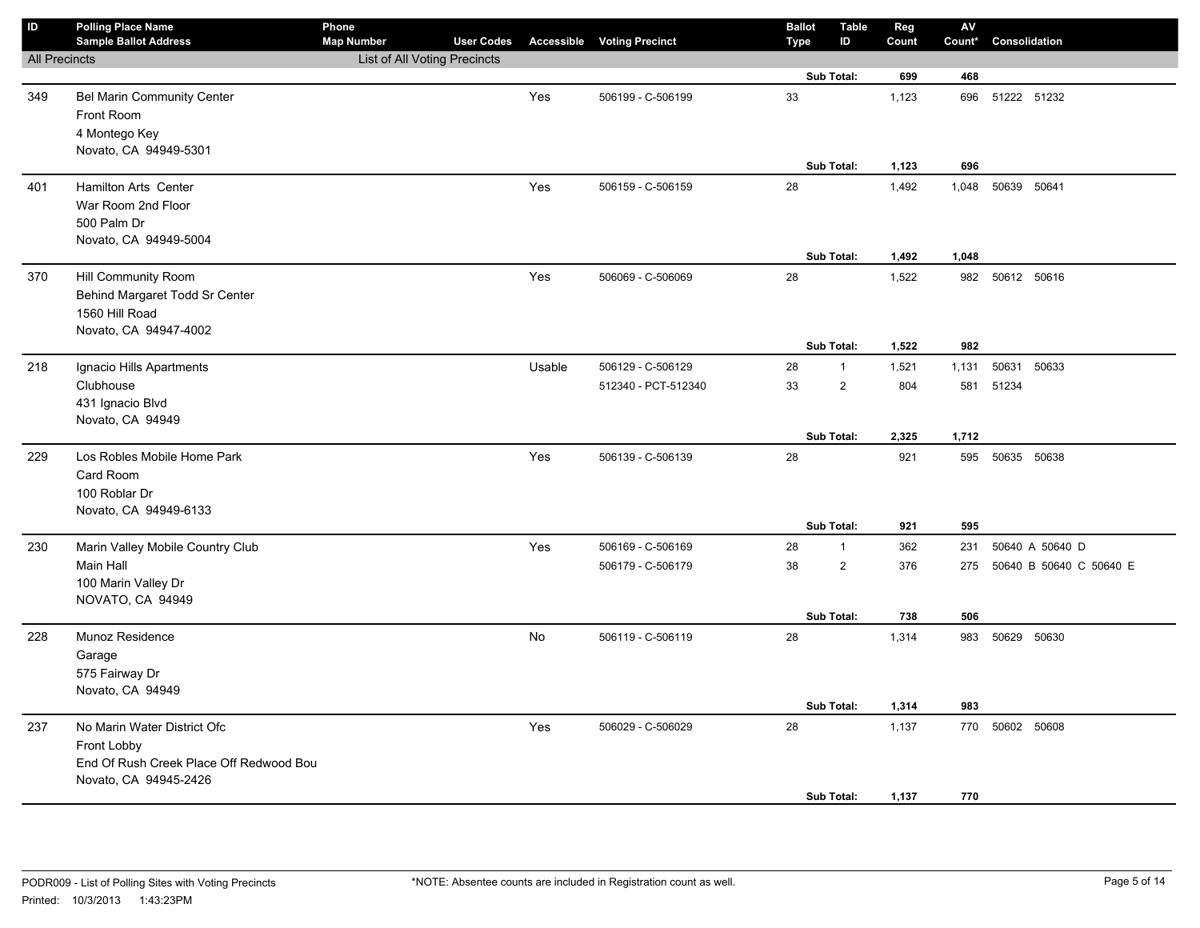| ID | Polling Place Name / Sample Ballot Address | Phone / Map Number | User Codes | Accessible | Voting Precinct | Ballot Type | Table ID | Reg Count | AV Count* | Consolidation |
|---|---|---|---|---|---|---|---|---|---|---|
| All Precincts | | List of All Voting Precincts | | | | | | | | |
| | | | | | | | Sub Total: | **699** | **468** | |
| 349 | Bel Marin Community Center<br>Front Room<br>4 Montego Key<br>Novato, CA 94949-5301 | | | Yes | 506199 - C-506199 | 33 | | 1,123 | 696 | 51222 51232 |
| | | | | | | | Sub Total: | **1,123** | **696** | |
| 401 | Hamilton Arts Center<br>War Room 2nd Floor<br>500 Palm Dr<br>Novato, CA 94949-5004 | | | Yes | 506159 - C-506159 | 28 | | 1,492 | 1,048 | 50639 50641 |
| | | | | | | | Sub Total: | **1,492** | **1,048** | |
| 370 | Hill Community Room<br>Behind Margaret Todd Sr Center<br>1560 Hill Road<br>Novato, CA 94947-4002 | | | Yes | 506069 - C-506069 | 28 | | 1,522 | 982 | 50612 50616 |
| | | | | | | | Sub Total: | **1,522** | **982** | |
| 218 | Ignacio Hills Apartments<br>Clubhouse<br>431 Ignacio Blvd<br>Novato, CA 94949 | | | Usable | 506129 - C-506129 | 28 | 1 | 1,521 | 1,131 | 50631 50633 |
| | | | | | 512340 - PCT-512340 | 33 | 2 | 804 | 581 | 51234 |
| | | | | | | | Sub Total: | **2,325** | **1,712** | |
| 229 | Los Robles Mobile Home Park<br>Card Room<br>100 Roblar Dr<br>Novato, CA 94949-6133 | | | Yes | 506139 - C-506139 | 28 | | 921 | 595 | 50635 50638 |
| | | | | | | | Sub Total: | **921** | **595** | |
| 230 | Marin Valley Mobile Country Club<br>Main Hall<br>100 Marin Valley Dr<br>NOVATO, CA 94949 | | | Yes | 506169 - C-506169 | 28 | 1 | 362 | 231 | 50640 A 50640 D |
| | | | | | 506179 - C-506179 | 38 | 2 | 376 | 275 | 50640 B 50640 C 50640 E |
| | | | | | | | Sub Total: | **738** | **506** | |
| 228 | Munoz Residence<br>Garage<br>575 Fairway Dr<br>Novato, CA 94949 | | | No | 506119 - C-506119 | 28 | | 1,314 | 983 | 50629 50630 |
| | | | | | | | Sub Total: | **1,314** | **983** | |
| 237 | No Marin Water District Ofc<br>Front Lobby<br>End Of Rush Creek Place Off Redwood Bou<br>Novato, CA 94945-2426 | | | Yes | 506029 - C-506029 | 28 | | 1,137 | 770 | 50602 50608 |
| | | | | | | | Sub Total: | **1,137** | **770** | |

PODR009 - List of Polling Sites with Voting Precincts
Printed: 10/3/2013 1:43:23PM

*NOTE: Absentee counts are included in Registration count as well.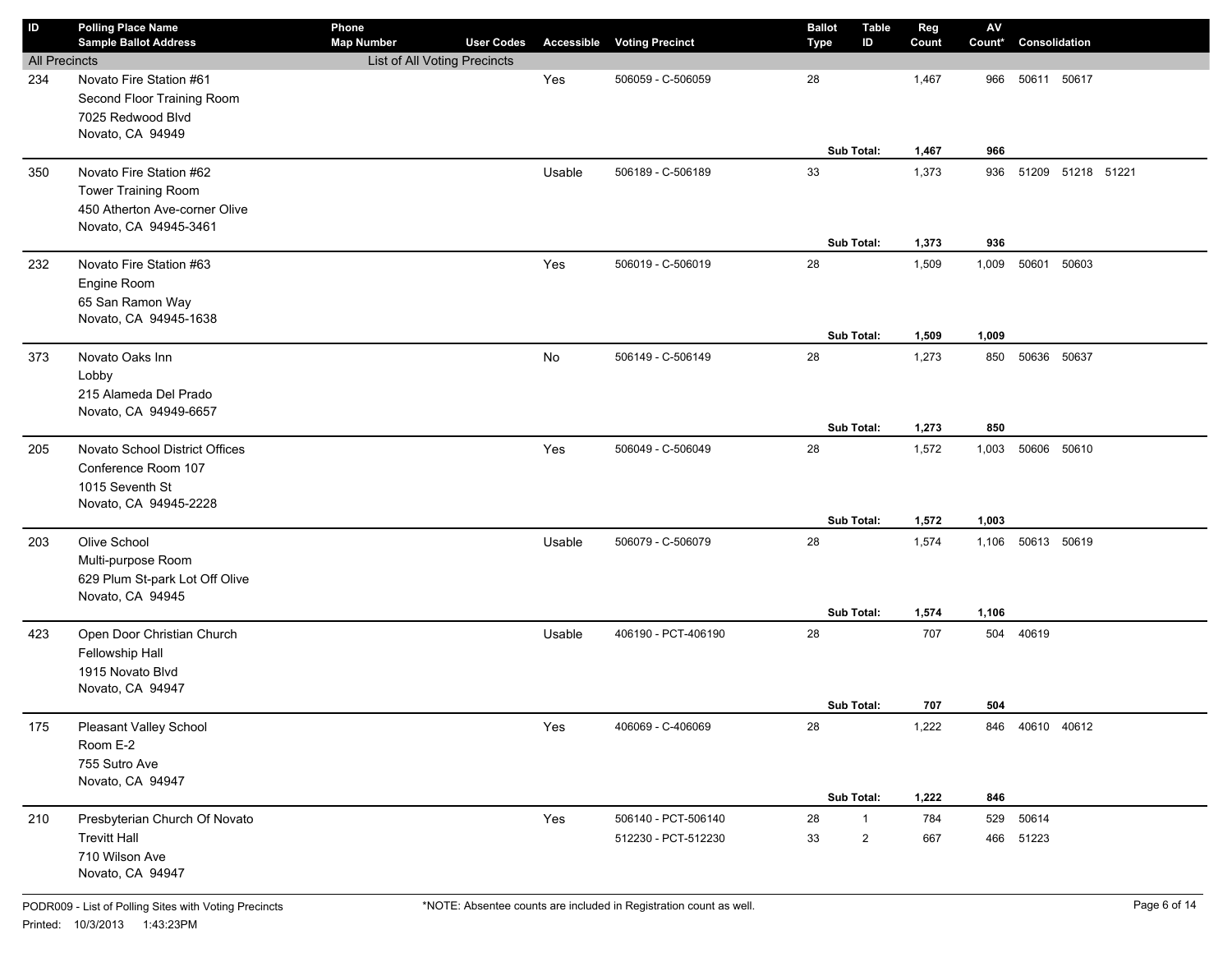| ID | Polling Place Name<br>Sample Ballot Address | Phone<br>Map Number | User Codes | Accessible | Voting Precinct | Ballot Type | Table ID | Reg Count | AV Count* | Consolidation |
|---|---|---|---|---|---|---|---|---|---|---|
| All Precincts | | List of All Voting Precincts | | | | | | | | |
| 234 | Novato Fire Station #61<br>Second Floor Training Room<br>7025 Redwood Blvd<br>Novato, CA 94949 | | | Yes | 506059 - C-506059 | 28 | | 1,467 | 966 | 50611 50617 |
| | | | | | | | Sub Total: | 1,467 | 966 | |
| 350 | Novato Fire Station #62<br>Tower Training Room<br>450 Atherton Ave-corner Olive<br>Novato, CA 94945-3461 | | | Usable | 506189 - C-506189 | 33 | | 1,373 | 936 | 51209 51218 51221 |
| | | | | | | | Sub Total: | 1,373 | 936 | |
| 232 | Novato Fire Station #63<br>Engine Room<br>65 San Ramon Way<br>Novato, CA 94945-1638 | | | Yes | 506019 - C-506019 | 28 | | 1,509 | 1,009 | 50601 50603 |
| | | | | | | | Sub Total: | 1,509 | 1,009 | |
| 373 | Novato Oaks Inn<br>Lobby<br>215 Alameda Del Prado<br>Novato, CA 94949-6657 | | | No | 506149 - C-506149 | 28 | | 1,273 | 850 | 50636 50637 |
| | | | | | | | Sub Total: | 1,273 | 850 | |
| 205 | Novato School District Offices<br>Conference Room 107<br>1015 Seventh St<br>Novato, CA 94945-2228 | | | Yes | 506049 - C-506049 | 28 | | 1,572 | 1,003 | 50606 50610 |
| | | | | | | | Sub Total: | 1,572 | 1,003 | |
| 203 | Olive School<br>Multi-purpose Room<br>629 Plum St-park Lot Off Olive<br>Novato, CA 94945 | | | Usable | 506079 - C-506079 | 28 | | 1,574 | 1,106 | 50613 50619 |
| | | | | | | | Sub Total: | 1,574 | 1,106 | |
| 423 | Open Door Christian Church<br>Fellowship Hall<br>1915 Novato Blvd<br>Novato, CA 94947 | | | Usable | 406190 - PCT-406190 | 28 | | 707 | 504 | 40619 |
| | | | | | | | Sub Total: | 707 | 504 | |
| 175 | Pleasant Valley School<br>Room E-2<br>755 Sutro Ave<br>Novato, CA 94947 | | | Yes | 406069 - C-406069 | 28 | | 1,222 | 846 | 40610 40612 |
| | | | | | | | Sub Total: | 1,222 | 846 | |
| 210 | Presbyterian Church Of Novato<br>Trevitt Hall<br>710 Wilson Ave<br>Novato, CA 94947 | | | Yes | 506140 - PCT-506140 | 28 | 1 | 784 | 529 | 50614 |
| | | | | | 512230 - PCT-512230 | 33 | 2 | 667 | 466 | 51223 |

PODR009 - List of Polling Sites with Voting Precincts

Printed: 10/3/2013 1:43:23PM

*NOTE: Absentee counts are included in Registration count as well.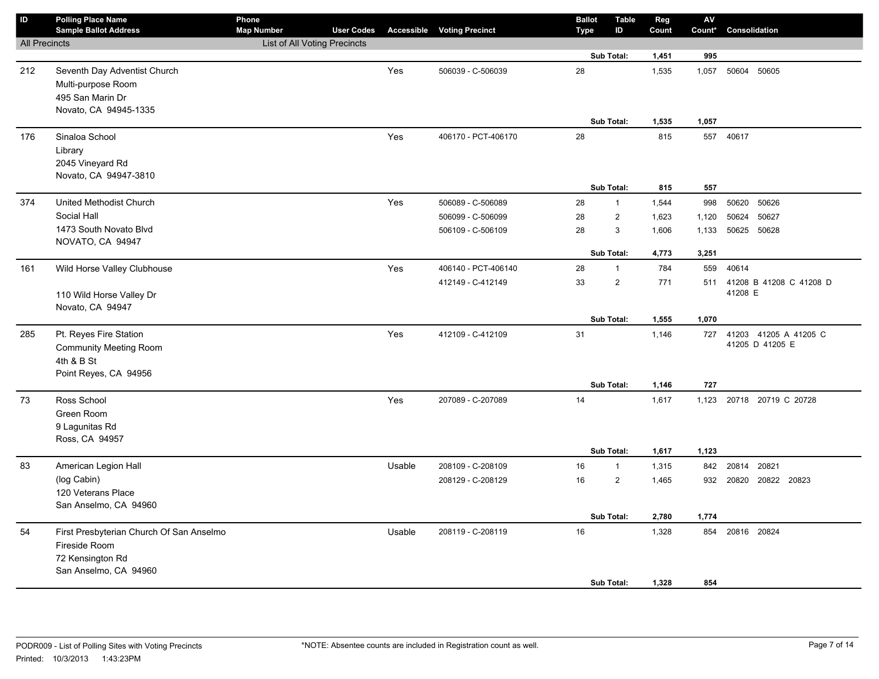| ID | Polling Place Name<br>Sample Ballot Address | Phone<br>Map Number | User Codes | Accessible | Voting Precinct | Ballot Type | Table ID | Reg Count | AV Count* | Consolidation |
|---|---|---|---|---|---|---|---|---|---|---|
| All Precincts | | List of All Voting Precincts | | | | | | | | |
| | | | | | | | Sub Total: | 1,451 | 995 | |
| 212 | Seventh Day Adventist Church<br>Multi-purpose Room<br>495 San Marin Dr<br>Novato, CA 94945-1335 | | | Yes | 506039 - C-506039 | 28 | | 1,535 | 1,057 | 50604 50605 |
| | | | | | | | Sub Total: | 1,535 | 1,057 | |
| 176 | Sinaloa School<br>Library<br>2045 Vineyard Rd<br>Novato, CA 94947-3810 | | | Yes | 406170 - PCT-406170 | 28 | | 815 | 557 | 40617 |
| | | | | | | | Sub Total: | 815 | 557 | |
| 374 | United Methodist Church<br>Social Hall<br>1473 South Novato Blvd<br>NOVATO, CA 94947 | | | Yes | 506089 - C-506089 | 28 | 1 | 1,544 | 998 | 50620 50626 |
| | | | | | 506099 - C-506099 | 28 | 2 | 1,623 | 1,120 | 50624 50627 |
| | | | | | 506109 - C-506109 | 28 | 3 | 1,606 | 1,133 | 50625 50628 |
| | | | | | | | Sub Total: | 4,773 | 3,251 | |
| 161 | Wild Horse Valley Clubhouse<br><br>110 Wild Horse Valley Dr<br>Novato, CA 94947 | | | Yes | 406140 - PCT-406140 | 28 | 1 | 784 | 559 | 40614 |
| | | | | | 412149 - C-412149 | 33 | 2 | 771 | 511 | 41208 B 41208 C 41208 D 41208 E |
| | | | | | | | Sub Total: | 1,555 | 1,070 | |
| 285 | Pt. Reyes Fire Station<br>Community Meeting Room<br>4th & B St<br>Point Reyes, CA 94956 | | | Yes | 412109 - C-412109 | 31 | | 1,146 | 727 | 41203 41205 A 41205 C 41205 D 41205 E |
| | | | | | | | Sub Total: | 1,146 | 727 | |
| 73 | Ross School<br>Green Room<br>9 Lagunitas Rd<br>Ross, CA 94957 | | | Yes | 207089 - C-207089 | 14 | | 1,617 | 1,123 | 20718 20719 C 20728 |
| | | | | | | | Sub Total: | 1,617 | 1,123 | |
| 83 | American Legion Hall<br>(log Cabin)<br>120 Veterans Place<br>San Anselmo, CA 94960 | | | Usable | 208109 - C-208109 | 16 | 1 | 1,315 | 842 | 20814 20821 |
| | | | | | 208129 - C-208129 | 16 | 2 | 1,465 | 932 | 20820 20822 20823 |
| | | | | | | | Sub Total: | 2,780 | 1,774 | |
| 54 | First Presbyterian Church Of San Anselmo<br>Fireside Room<br>72 Kensington Rd<br>San Anselmo, CA 94960 | | | Usable | 208119 - C-208119 | 16 | | 1,328 | 854 | 20816 20824 |
| | | | | | | | Sub Total: | 1,328 | 854 | |

PODR009 - List of Polling Sites with Voting Precincts

Printed: 10/3/2013 1:43:23PM

*NOTE: Absentee counts are included in Registration count as well.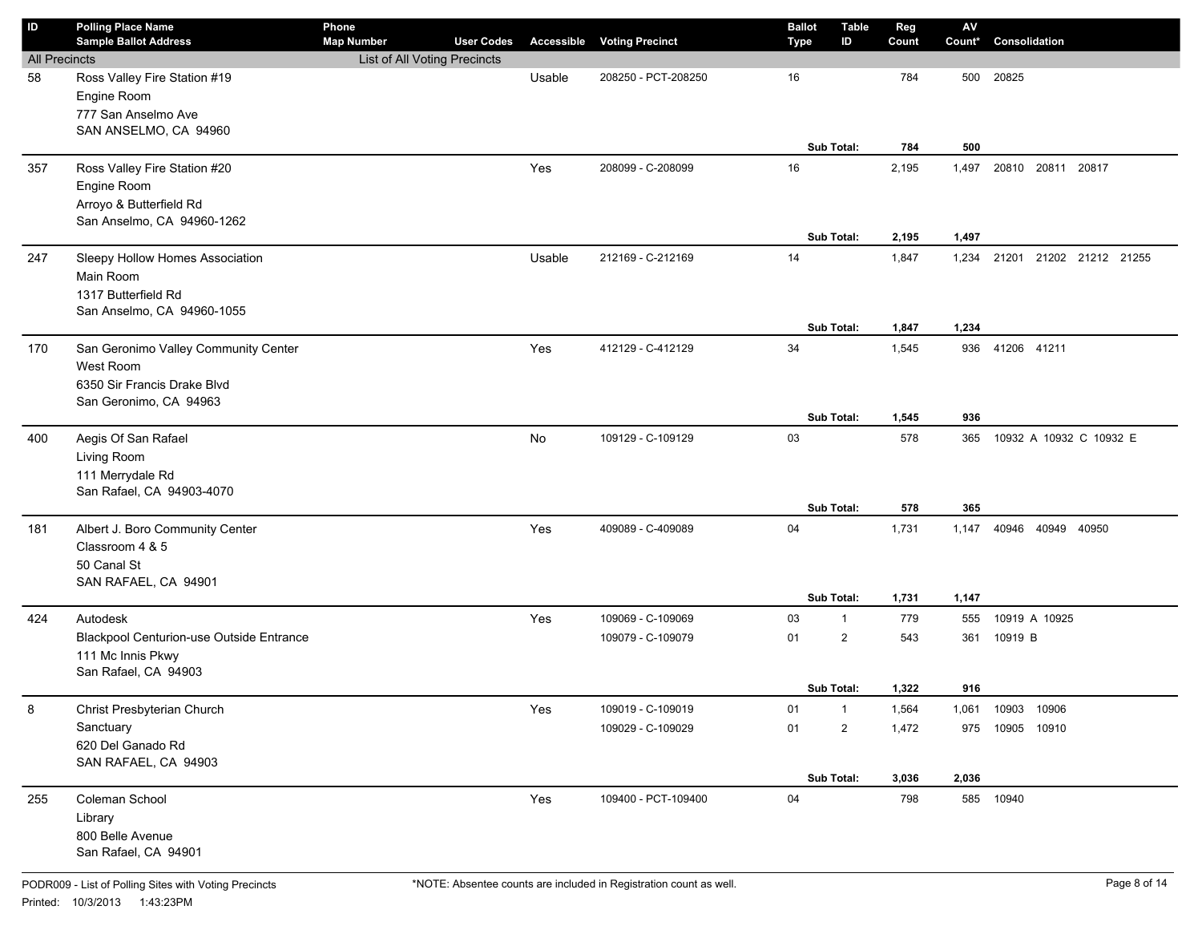| ID | Polling Place Name / Sample Ballot Address | Phone / Map Number | User Codes | Accessible | Voting Precinct | Ballot Type | Table ID | Reg Count | AV Count* | Consolidation |
|---|---|---|---|---|---|---|---|---|---|---|
| All Precincts | | List of All Voting Precincts | | | | | | | | |
| 58 | Ross Valley Fire Station #19<br>Engine Room<br>777 San Anselmo Ave<br>SAN ANSELMO, CA 94960 | | | Usable | 208250 - PCT-208250 | 16 | | 784 | 500 | 20825 |
| | | | | | | | Sub Total: | 784 | 500 | |
| 357 | Ross Valley Fire Station #20<br>Engine Room<br>Arroyo & Butterfield Rd<br>San Anselmo, CA 94960-1262 | | | Yes | 208099 - C-208099 | 16 | | 2,195 | 1,497 | 20810 20811 20817 |
| | | | | | | | Sub Total: | 2,195 | 1,497 | |
| 247 | Sleepy Hollow Homes Association<br>Main Room<br>1317 Butterfield Rd<br>San Anselmo, CA 94960-1055 | | | Usable | 212169 - C-212169 | 14 | | 1,847 | 1,234 | 21201 21202 21212 21255 |
| | | | | | | | Sub Total: | 1,847 | 1,234 | |
| 170 | San Geronimo Valley Community Center<br>West Room<br>6350 Sir Francis Drake Blvd<br>San Geronimo, CA 94963 | | | Yes | 412129 - C-412129 | 34 | | 1,545 | 936 | 41206 41211 |
| | | | | | | | Sub Total: | 1,545 | 936 | |
| 400 | Aegis Of San Rafael<br>Living Room<br>111 Merrydale Rd<br>San Rafael, CA 94903-4070 | | | No | 109129 - C-109129 | 03 | | 578 | 365 | 10932 A 10932 C 10932 E |
| | | | | | | | Sub Total: | 578 | 365 | |
| 181 | Albert J. Boro Community Center<br>Classroom 4 & 5<br>50 Canal St<br>SAN RAFAEL, CA 94901 | | | Yes | 409089 - C-409089 | 04 | | 1,731 | 1,147 | 40946 40949 40950 |
| | | | | | | | Sub Total: | 1,731 | 1,147 | |
| 424 | Autodesk<br>Blackpool Centurion-use Outside Entrance<br>111 Mc Innis Pkwy<br>San Rafael, CA 94903 | | | Yes | 109069 - C-109069 | 03 | 1 | 779 | 555 | 10919 A 10925 |
| | | | | | 109079 - C-109079 | 01 | 2 | 543 | 361 | 10919 B |
| | | | | | | | Sub Total: | 1,322 | 916 | |
| 8 | Christ Presbyterian Church<br>Sanctuary<br>620 Del Ganado Rd<br>SAN RAFAEL, CA 94903 | | | Yes | 109019 - C-109019 | 01 | 1 | 1,564 | 1,061 | 10903 10906 |
| | | | | | 109029 - C-109029 | 01 | 2 | 1,472 | 975 | 10905 10910 |
| | | | | | | | Sub Total: | 3,036 | 2,036 | |
| 255 | Coleman School<br>Library<br>800 Belle Avenue<br>San Rafael, CA 94901 | | | Yes | 109400 - PCT-109400 | 04 | | 798 | 585 | 10940 |

PODR009 - List of Polling Sites with Voting Precincts

Printed: 10/3/2013 1:43:23PM

*NOTE: Absentee counts are included in Registration count as well.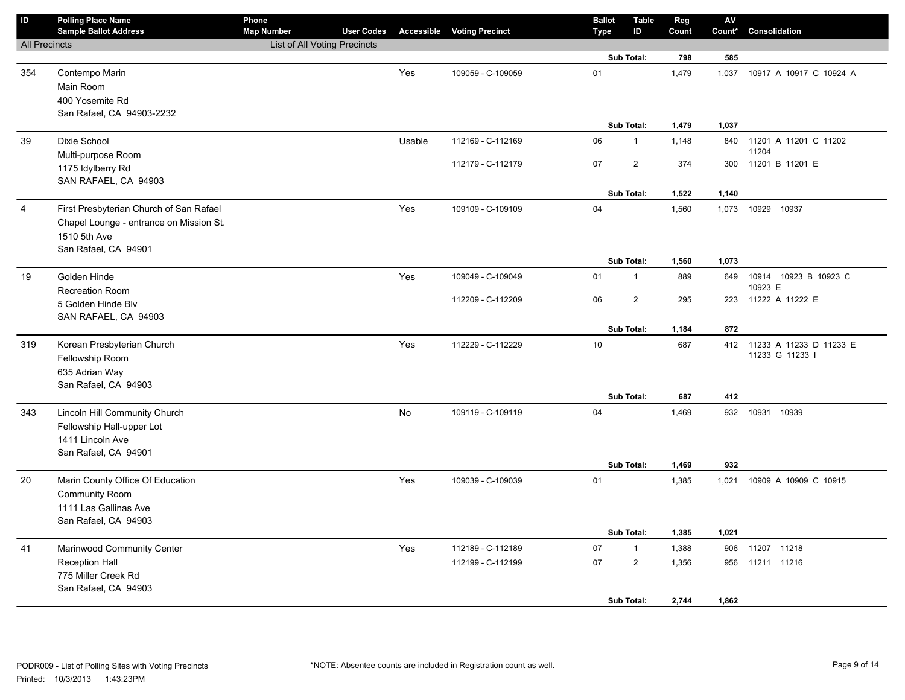| ID | Polling Place Name / Sample Ballot Address | Phone / Map Number | User Codes | Accessible | Voting Precinct | Ballot Type | Table ID | Reg Count | AV Count* | Consolidation |
|---|---|---|---|---|---|---|---|---|---|---|
| All Precincts | | List of All Voting Precincts | | | | | | | | |
| | | | | | | | Sub Total: | 798 | 585 | |
| 354 | Contempo Marin<br>Main Room<br>400 Yosemite Rd<br>San Rafael, CA 94903-2232 | | | Yes | 109059 - C-109059 | 01 | | 1,479 | 1,037 | 10917 A 10917 C 10924 A |
| | | | | | | | Sub Total: | 1,479 | 1,037 | |
| 39 | Dixie School<br>Multi-purpose Room<br>1175 Idylberry Rd<br>SAN RAFAEL, CA 94903 | | | Usable | 112169 - C-112169 | 06 | 1 | 1,148 | 840 | 11201 A 11201 C 11202 11204 |
| | | | | | 112179 - C-112179 | 07 | 2 | 374 | 300 | 11201 B 11201 E |
| | | | | | | | Sub Total: | 1,522 | 1,140 | |
| 4 | First Presbyterian Church of San Rafael<br>Chapel Lounge - entrance on Mission St.<br>1510 5th Ave<br>San Rafael, CA 94901 | | | Yes | 109109 - C-109109 | 04 | | 1,560 | 1,073 | 10929 10937 |
| | | | | | | | Sub Total: | 1,560 | 1,073 | |
| 19 | Golden Hinde<br>Recreation Room<br>5 Golden Hinde Blv<br>SAN RAFAEL, CA 94903 | | | Yes | 109049 - C-109049 | 01 | 1 | 889 | 649 | 10914 10923 B 10923 C 10923 E |
| | | | | | 112209 - C-112209 | 06 | 2 | 295 | 223 | 11222 A 11222 E |
| | | | | | | | Sub Total: | 1,184 | 872 | |
| 319 | Korean Presbyterian Church<br>Fellowship Room<br>635 Adrian Way<br>San Rafael, CA 94903 | | | Yes | 112229 - C-112229 | 10 | | 687 | 412 | 11233 A 11233 D 11233 E 11233 G 11233 I |
| | | | | | | | Sub Total: | 687 | 412 | |
| 343 | Lincoln Hill Community Church<br>Fellowship Hall-upper Lot<br>1411 Lincoln Ave<br>San Rafael, CA 94901 | | | No | 109119 - C-109119 | 04 | | 1,469 | 932 | 10931 10939 |
| | | | | | | | Sub Total: | 1,469 | 932 | |
| 20 | Marin County Office Of Education<br>Community Room<br>1111 Las Gallinas Ave<br>San Rafael, CA 94903 | | | Yes | 109039 - C-109039 | 01 | | 1,385 | 1,021 | 10909 A 10909 C 10915 |
| | | | | | | | Sub Total: | 1,385 | 1,021 | |
| 41 | Marinwood Community Center<br>Reception Hall<br>775 Miller Creek Rd<br>San Rafael, CA 94903 | | | Yes | 112189 - C-112189 | 07 | 1 | 1,388 | 906 | 11207 11218 |
| | | | | | 112199 - C-112199 | 07 | 2 | 1,356 | 956 | 11211 11216 |
| | | | | | | | Sub Total: | 2,744 | 1,862 | |

PODR009 - List of Polling Sites with Voting Precincts

Printed: 10/3/2013 1:43:23PM

*NOTE: Absentee counts are included in Registration count as well.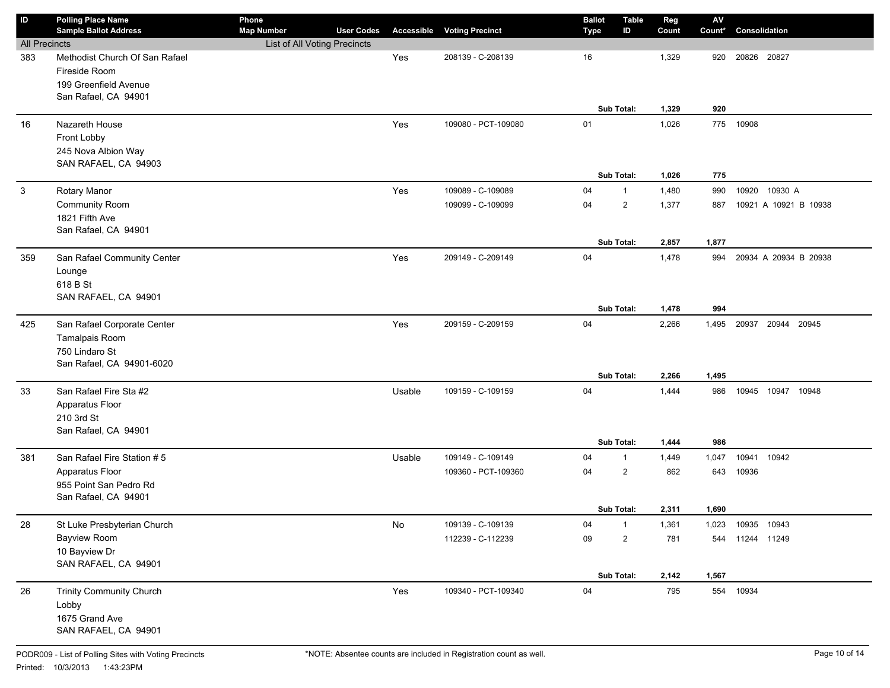| ID | Polling Place Name / Sample Ballot Address | Phone / Map Number | User Codes | Accessible | Voting Precinct | Ballot Type | Table ID | Reg Count | AV Count* | Consolidation |
|---|---|---|---|---|---|---|---|---|---|---|
| All Precincts | | List of All Voting Precincts | | | | | | | | |
| 383 | Methodist Church Of San Rafael<br>Fireside Room<br>199 Greenfield Avenue<br>San Rafael, CA 94901 | | | Yes | 208139 - C-208139 | 16 | | 1,329 | 920 | 20826 20827 |
| | | | | | | | **Sub Total:** | **1,329** | **920** | |
| 16 | Nazareth House<br>Front Lobby<br>245 Nova Albion Way<br>SAN RAFAEL, CA 94903 | | | Yes | 109080 - PCT-109080 | 01 | | 1,026 | 775 | 10908 |
| | | | | | | | **Sub Total:** | **1,026** | **775** | |
| 3 | Rotary Manor<br>Community Room<br>1821 Fifth Ave<br>San Rafael, CA 94901 | | | Yes | 109089 - C-109089 | 04 | 1 | 1,480 | 990 | 10920 10930 A |
| | | | | | 109099 - C-109099 | 04 | 2 | 1,377 | 887 | 10921 A 10921 B 10938 |
| | | | | | | | **Sub Total:** | **2,857** | **1,877** | |
| 359 | San Rafael Community Center<br>Lounge<br>618 B St<br>SAN RAFAEL, CA 94901 | | | Yes | 209149 - C-209149 | 04 | | 1,478 | 994 | 20934 A 20934 B 20938 |
| | | | | | | | **Sub Total:** | **1,478** | **994** | |
| 425 | San Rafael Corporate Center<br>Tamalpais Room<br>750 Lindaro St<br>San Rafael, CA 94901-6020 | | | Yes | 209159 - C-209159 | 04 | | 2,266 | 1,495 | 20937 20944 20945 |
| | | | | | | | **Sub Total:** | **2,266** | **1,495** | |
| 33 | San Rafael Fire Sta #2<br>Apparatus Floor<br>210 3rd St<br>San Rafael, CA 94901 | | | Usable | 109159 - C-109159 | 04 | | 1,444 | 986 | 10945 10947 10948 |
| | | | | | | | **Sub Total:** | **1,444** | **986** | |
| 381 | San Rafael Fire Station # 5<br>Apparatus Floor<br>955 Point San Pedro Rd<br>San Rafael, CA 94901 | | | Usable | 109149 - C-109149 | 04 | 1 | 1,449 | 1,047 | 10941 10942 |
| | | | | | 109360 - PCT-109360 | 04 | 2 | 862 | 643 | 10936 |
| | | | | | | | **Sub Total:** | **2,311** | **1,690** | |
| 28 | St Luke Presbyterian Church<br>Bayview Room<br>10 Bayview Dr<br>SAN RAFAEL, CA 94901 | | | No | 109139 - C-109139 | 04 | 1 | 1,361 | 1,023 | 10935 10943 |
| | | | | | 112239 - C-112239 | 09 | 2 | 781 | 544 | 11244 11249 |
| | | | | | | | **Sub Total:** | **2,142** | **1,567** | |
| 26 | Trinity Community Church<br>Lobby<br>1675 Grand Ave<br>SAN RAFAEL, CA 94901 | | | Yes | 109340 - PCT-109340 | 04 | | 795 | 554 | 10934 |

PODR009 - List of Polling Sites with Voting Precincts

*NOTE: Absentee counts are included in Registration count as well.

Printed: 10/3/2013 1:43:23PM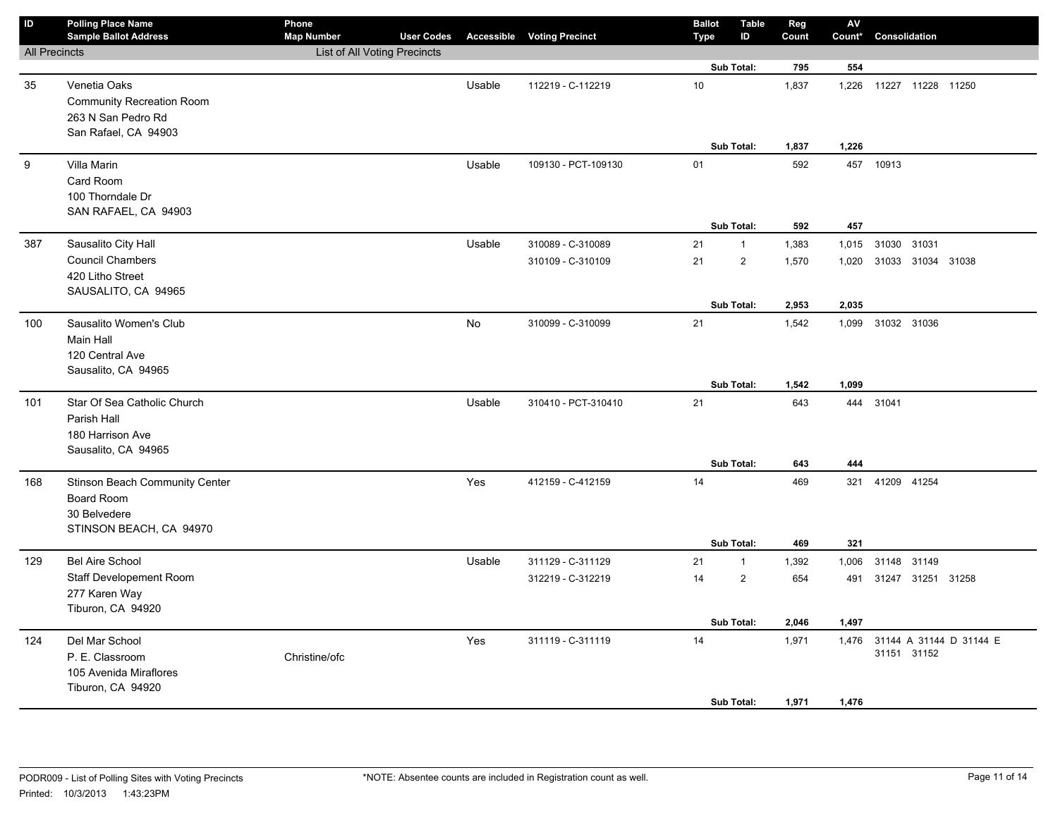| ID | Polling Place Name<br>Sample Ballot Address | Phone<br>Map Number | User Codes | Accessible | Voting Precinct | Ballot Type | Table ID | Reg Count | AV Count* | Consolidation |
|---|---|---|---|---|---|---|---|---|---|---|
| All Precincts | | List of All Voting Precincts | | | | | | | | |
| | | | | | | | **Sub Total:** | **795** | **554** | |
| 35 | Venetia Oaks<br>Community Recreation Room<br>263 N San Pedro Rd<br>San Rafael, CA 94903 | | | Usable | 112219 - C-112219 | 10 | | 1,837 | 1,226 | 11227 11228 11250 |
| | | | | | | | **Sub Total:** | **1,837** | **1,226** | |
| 9 | Villa Marin<br>Card Room<br>100 Thorndale Dr<br>SAN RAFAEL, CA 94903 | | | Usable | 109130 - PCT-109130 | 01 | | 592 | 457 | 10913 |
| | | | | | | | **Sub Total:** | **592** | **457** | |
| 387 | Sausalito City Hall<br>Council Chambers<br>420 Litho Street<br>SAUSALITO, CA 94965 | | | Usable | 310089 - C-310089 | 21 | 1 | 1,383 | 1,015 | 31030 31031 |
| | | | | | 310109 - C-310109 | 21 | 2 | 1,570 | 1,020 | 31033 31034 31038 |
| | | | | | | | **Sub Total:** | **2,953** | **2,035** | |
| 100 | Sausalito Women's Club<br>Main Hall<br>120 Central Ave<br>Sausalito, CA 94965 | | | No | 310099 - C-310099 | 21 | | 1,542 | 1,099 | 31032 31036 |
| | | | | | | | **Sub Total:** | **1,542** | **1,099** | |
| 101 | Star Of Sea Catholic Church<br>Parish Hall<br>180 Harrison Ave<br>Sausalito, CA 94965 | | | Usable | 310410 - PCT-310410 | 21 | | 643 | 444 | 31041 |
| | | | | | | | **Sub Total:** | **643** | **444** | |
| 168 | Stinson Beach Community Center<br>Board Room<br>30 Belvedere<br>STINSON BEACH, CA 94970 | | | Yes | 412159 - C-412159 | 14 | | 469 | 321 | 41209 41254 |
| | | | | | | | **Sub Total:** | **469** | **321** | |
| 129 | Bel Aire School<br>Staff Developement Room<br>277 Karen Way<br>Tiburon, CA 94920 | | | Usable | 311129 - C-311129 | 21 | 1 | 1,392 | 1,006 | 31148 31149 |
| | | | | | 312219 - C-312219 | 14 | 2 | 654 | 491 | 31247 31251 31258 |
| | | | | | | | **Sub Total:** | **2,046** | **1,497** | |
| 124 | Del Mar School<br>P. E. Classroom<br>105 Avenida Miraflores<br>Tiburon, CA 94920 | Christine/ofc | | Yes | 311119 - C-311119 | 14 | | 1,971 | 1,476 | 31144 A 31144 D 31144 E 31151 31152 |
| | | | | | | | **Sub Total:** | **1,971** | **1,476** | |

PODR009 - List of Polling Sites with Voting Precincts
Printed: 10/3/2013 1:43:23PM

*NOTE: Absentee counts are included in Registration count as well.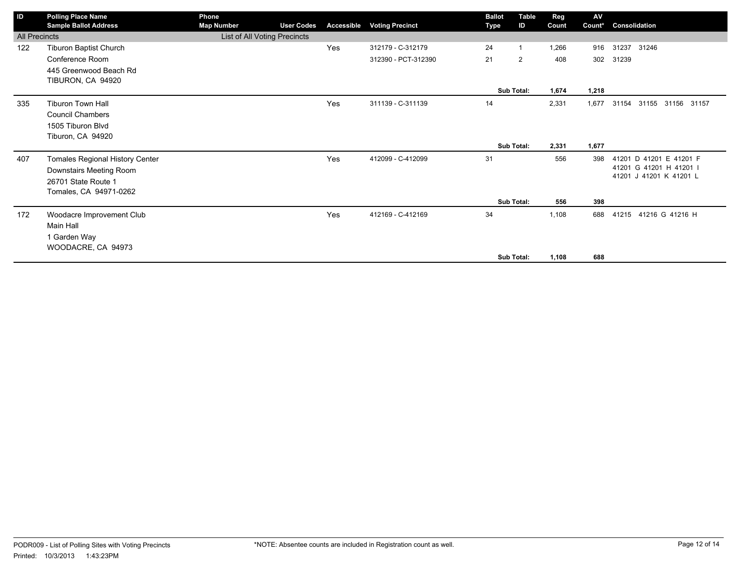| ID | Polling Place Name / Sample Ballot Address | Phone / Map Number | User Codes | Accessible | Voting Precinct | Ballot Type | Table ID | Reg Count | AV Count* | Consolidation |
|---|---|---|---|---|---|---|---|---|---|---|
| All Precincts | | List of All Voting Precincts | | | | | | | | |
| 122 | Tiburon Baptist Church | | | Yes | 312179 - C-312179 | 24 | 1 | 1,266 | 916 | 31237 31246 |
| | Conference Room | | | | 312390 - PCT-312390 | 21 | 2 | 408 | 302 | 31239 |
| | 445 Greenwood Beach Rd | | | | | | | | | |
| | TIBURON, CA 94920 | | | | | | | | | |
| | | | | | | | Sub Total: | 1,674 | 1,218 | |
| 335 | Tiburon Town Hall | | | Yes | 311139 - C-311139 | 14 | | 2,331 | 1,677 | 31154 31155 31156 31157 |
| | Council Chambers | | | | | | | | | |
| | 1505 Tiburon Blvd | | | | | | | | | |
| | Tiburon, CA 94920 | | | | | | | | | |
| | | | | | | | Sub Total: | 2,331 | 1,677 | |
| 407 | Tomales Regional History Center | | | Yes | 412099 - C-412099 | 31 | | 556 | 398 | 41201 D 41201 E 41201 F 41201 G 41201 H 41201 I 41201 J 41201 K 41201 L |
| | Downstairs Meeting Room | | | | | | | | | |
| | 26701 State Route 1 | | | | | | | | | |
| | Tomales, CA 94971-0262 | | | | | | | | | |
| | | | | | | | Sub Total: | 556 | 398 | |
| 172 | Woodacre Improvement Club | | | Yes | 412169 - C-412169 | 34 | | 1,108 | 688 | 41215 41216 G 41216 H |
| | Main Hall | | | | | | | | | |
| | 1 Garden Way | | | | | | | | | |
| | WOODACRE, CA 94973 | | | | | | | | | |
| | | | | | | | Sub Total: | 1,108 | 688 | |

PODR009 - List of Polling Sites with Voting Precincts

Printed: 10/3/2013 1:43:23PM

*NOTE: Absentee counts are included in Registration count as well.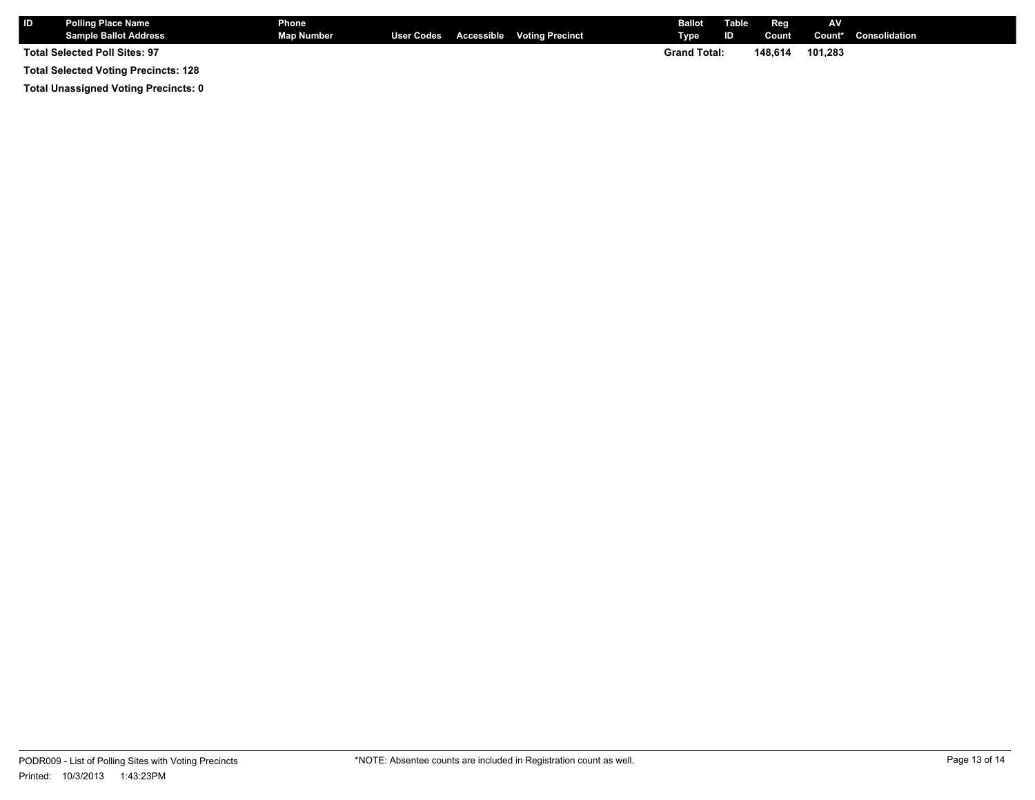| ID | Polling Place Name<br>Sample Ballot Address | Phone<br>Map Number | User Codes | Accessible | Voting Precinct | Ballot Type | Table ID | Reg Count | AV Count* | Consolidation |
|---|---|---|---|---|---|---|---|---|---|---|
| Total Selected Poll Sites: 97 | | | | | | Grand Total: | | 148,614 | 101,283 | |

**Total Selected Voting Precincts: 128**

**Total Unassigned Voting Precincts: 0**

PODR009 - List of Polling Sites with Voting Precincts

Printed: 10/3/2013 1:43:23PM

*NOTE: Absentee counts are included in Registration count as well.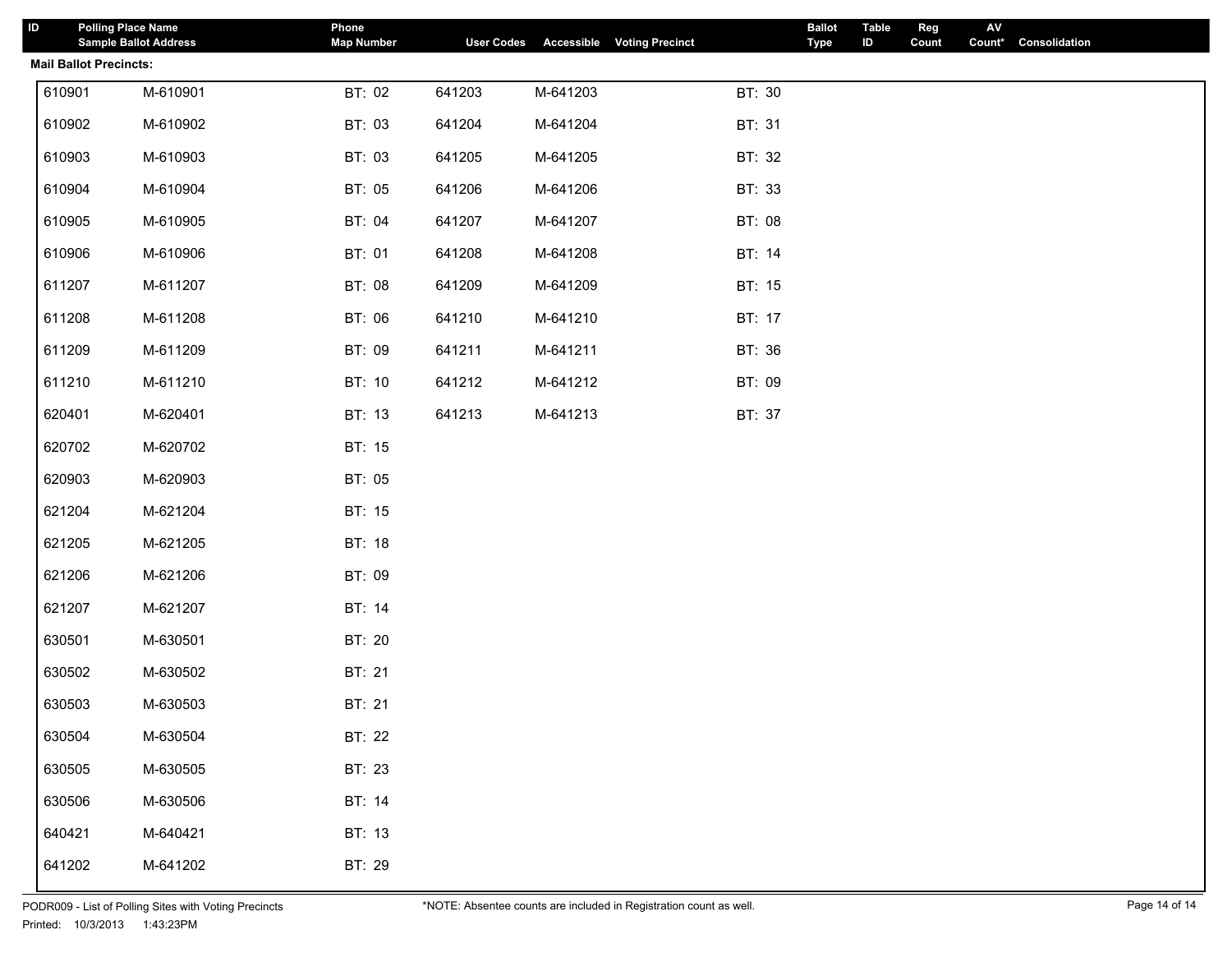| ID | Polling Place Name / Sample Ballot Address | Phone / Map Number | User Codes | Accessible | Voting Precinct | Ballot Type | Table ID | Reg Count | AV Count* | Consolidation |
|---|---|---|---|---|---|---|---|---|---|---|

**Mail Ballot Precincts:**

| | | | | | |
|---|---|---|---|---|---|
| 610901 | M-610901 | BT: 02 | 641203 | M-641203 | BT: 30 |
| 610902 | M-610902 | BT: 03 | 641204 | M-641204 | BT: 31 |
| 610903 | M-610903 | BT: 03 | 641205 | M-641205 | BT: 32 |
| 610904 | M-610904 | BT: 05 | 641206 | M-641206 | BT: 33 |
| 610905 | M-610905 | BT: 04 | 641207 | M-641207 | BT: 08 |
| 610906 | M-610906 | BT: 01 | 641208 | M-641208 | BT: 14 |
| 611207 | M-611207 | BT: 08 | 641209 | M-641209 | BT: 15 |
| 611208 | M-611208 | BT: 06 | 641210 | M-641210 | BT: 17 |
| 611209 | M-611209 | BT: 09 | 641211 | M-641211 | BT: 36 |
| 611210 | M-611210 | BT: 10 | 641212 | M-641212 | BT: 09 |
| 620401 | M-620401 | BT: 13 | 641213 | M-641213 | BT: 37 |
| 620702 | M-620702 | BT: 15 | | | |
| 620903 | M-620903 | BT: 05 | | | |
| 621204 | M-621204 | BT: 15 | | | |
| 621205 | M-621205 | BT: 18 | | | |
| 621206 | M-621206 | BT: 09 | | | |
| 621207 | M-621207 | BT: 14 | | | |
| 630501 | M-630501 | BT: 20 | | | |
| 630502 | M-630502 | BT: 21 | | | |
| 630503 | M-630503 | BT: 21 | | | |
| 630504 | M-630504 | BT: 22 | | | |
| 630505 | M-630505 | BT: 23 | | | |
| 630506 | M-630506 | BT: 14 | | | |
| 640421 | M-640421 | BT: 13 | | | |
| 641202 | M-641202 | BT: 29 | | | |

PODR009 - List of Polling Sites with Voting Precincts

Printed: 10/3/2013 1:43:23PM

*NOTE: Absentee counts are included in Registration count as well.